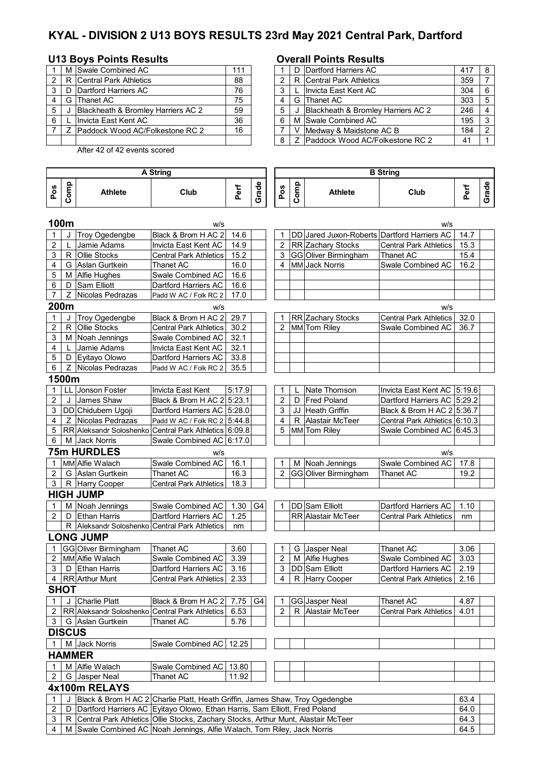# KYAL - DIVISION 2 U13 BOYS RESULTS 23rd May 2021 Central Park, Dartford

## U13 Boys Points Results

| | | | |
|---|---|---|---|
| 1 | M | Swale Combined AC | 111 |
| 2 | R | Central Park Athletics | 88 |
| 3 | D | Dartford Harriers AC | 76 |
| 4 | G | Thanet AC | 75 |
| 5 | J | Blackheath & Bromley Harriers AC 2 | 59 |
| 6 | L | Invicta East Kent AC | 36 |
| 7 | Z | Paddock Wood AC/Folkestone RC 2 | 16 |
| | | | |

After 42 of 42 events scored

## Overall Points Results

| | | | | |
|---|---|---|---|---|
| 1 | D | Dartford Harriers AC | 417 | 8 |
| 2 | R | Central Park Athletics | 359 | 7 |
| 3 | L | Invicta East Kent AC | 304 | 6 |
| 4 | G | Thanet AC | 303 | 5 |
| 5 | J | Blackheath & Bromley Harriers AC 2 | 246 | 4 |
| 6 | M | Swale Combined AC | 195 | 3 |
| 7 | V | Medway & Maidstone AC B | 184 | 2 |
| 8 | Z | Paddock Wood AC/Folkestone RC 2 | 41 | 1 |

| A String | | | | | | B String | | | | | |
|---|---|---|---|---|---|---|---|---|---|---|---|
| Pos | Comp | Athlete | Club | Perf | Grade | Pos | Comp | Athlete | Club | Perf | Grade |
| **100m** | | | w/s | | | | | | w/s | | |
| 1 | J | Troy Ogedengbe | Black & Brom H AC 2 | 14.6 | | 1 | DD | Jared Juxon-Roberts | Dartford Harriers AC | 14.7 | |
| 2 | L | Jamie Adams | Invicta East Kent AC | 14.9 | | 2 | RR | Zachary Stocks | Central Park Athletics | 15.3 | |
| 3 | R | Ollie Stocks | Central Park Athletics | 15.2 | | 3 | GG | Oliver Birmingham | Thanet AC | 15.4 | |
| 4 | G | Aslan Gurtkein | Thanet AC | 16.0 | | 4 | MM | Jack Norris | Swale Combined AC | 16.2 | |
| 5 | M | Alfie Hughes | Swale Combined AC | 16.6 | | | | | | | |
| 6 | D | Sam Elliott | Dartford Harriers AC | 16.6 | | | | | | | |
| 7 | Z | Nicolas Pedrazas | Padd W AC / Folk RC 2 | 17.0 | | | | | | | |
| **200m** | | | w/s | | | | | | w/s | | |
| 1 | J | Troy Ogedengbe | Black & Brom H AC 2 | 29.7 | | 1 | RR | Zachary Stocks | Central Park Athletics | 32.0 | |
| 2 | R | Ollie Stocks | Central Park Athletics | 30.2 | | 2 | MM | Tom Riley | Swale Combined AC | 36.7 | |
| 3 | M | Noah Jennings | Swale Combined AC | 32.1 | | | | | | | |
| 4 | L | Jamie Adams | Invicta East Kent AC | 32.1 | | | | | | | |
| 5 | D | Eyitayo Olowo | Dartford Harriers AC | 33.8 | | | | | | | |
| 6 | Z | Nicolas Pedrazas | Padd W AC / Folk RC 2 | 35.5 | | | | | | | |
| **1500m** | | | | | | | | | | | |
| 1 | LL | Jonson Foster | Invicta East Kent | 5:17.9 | | 1 | L | Nate Thomson | Invicta East Kent AC | 5:19.6 | |
| 2 | J | James Shaw | Black & Brom H AC 2 | 5:23.1 | | 2 | D | Fred Poland | Dartford Harriers AC | 5:29.2 | |
| 3 | DD | Chidubem Ugoji | Dartford Harriers AC | 5:28.0 | | 3 | JJ | Heath Griffin | Black & Brom H AC 2 | 5:36.7 | |
| 4 | Z | Nicolas Pedrazas | Padd W AC / Folk RC 2 | 5:44.8 | | 4 | R | Alastair McTeer | Central Park Athletics | 6:10.3 | |
| 5 | RR | Aleksandr Soloshenko | Central Park Athletics | 6:09.8 | | 5 | MM | Tom Riley | Swale Combined AC | 6:45.3 | |
| 6 | M | Jack Norris | Swale Combined AC | 6:17.0 | | | | | | | |
| **75m HURDLES** | | | w/s | | | | | | w/s | | |
| 1 | MM | Alfie Walach | Swale Combined AC | 16.1 | | 1 | M | Noah Jennings | Swale Combined AC | 17.8 | |
| 2 | G | Aslan Gurtkein | Thanet AC | 16.3 | | 2 | GG | Oliver Birmingham | Thanet AC | 19.2 | |
| 3 | R | Harry Cooper | Central Park Athletics | 18.3 | | | | | | | |
| **HIGH JUMP** | | | | | | | | | | | |
| 1 | M | Noah Jennings | Swale Combined AC | 1.30 | G4 | 1 | DD | Sam Elliott | Dartford Harriers AC | 1.10 | |
| 2 | D | Ethan Harris | Dartford Harriers AC | 1.25 | | | RR | Alastair McTeer | Central Park Athletics | nm | |
| | R | Aleksandr Soloshenko | Central Park Athletics | nm | | | | | | | |
| **LONG JUMP** | | | | | | | | | | | |
| 1 | GG | Oliver Birmingham | Thanet AC | 3.60 | | 1 | G | Jasper Neal | Thanet AC | 3.06 | |
| 2 | MM | Alfie Walach | Swale Combined AC | 3.39 | | 2 | M | Alfie Hughes | Swale Combined AC | 3.03 | |
| 3 | D | Ethan Harris | Dartford Harriers AC | 3.16 | | 3 | DD | Sam Elliott | Dartford Harriers AC | 2.19 | |
| 4 | RR | Arthur Munt | Central Park Athletics | 2.33 | | 4 | R | Harry Cooper | Central Park Athletics | 2.16 | |
| **SHOT** | | | | | | | | | | | |
| 1 | J | Charlie Platt | Black & Brom H AC 2 | 7.75 | G4 | 1 | GG | Jasper Neal | Thanet AC | 4.87 | |
| 2 | RR | Aleksandr Soloshenko | Central Park Athletics | 6.53 | | 2 | R | Alastair McTeer | Central Park Athletics | 4.01 | |
| 3 | G | Aslan Gurtkein | Thanet AC | 5.76 | | | | | | | |
| **DISCUS** | | | | | | | | | | | |
| 1 | M | Jack Norris | Swale Combined AC | 12.25 | | | | | | | |
| **HAMMER** | | | | | | | | | | | |
| 1 | M | Alfie Walach | Swale Combined AC | 13.80 | | | | | | | |
| 2 | G | Jasper Neal | Thanet AC | 11.92 | | | | | | | |

## 4x100m RELAYS

| | | | | | |
|---|---|---|---|---|---|
| 1 | J | Black & Brom H AC 2 | Charlie Platt, Heath Griffin, James Shaw, Troy Ogedengbe | 63.4 | |
| 2 | D | Dartford Harriers AC | Eyitayo Olowo, Ethan Harris, Sam Elliott, Fred Poland | 64.0 | |
| 3 | R | Central Park Athletics | Ollie Stocks, Zachary Stocks, Arthur Munt, Alastair McTeer | 64.3 | |
| 4 | M | Swale Combined AC | Noah Jennings, Alfie Walach, Tom Riley, Jack Norris | 64.5 | |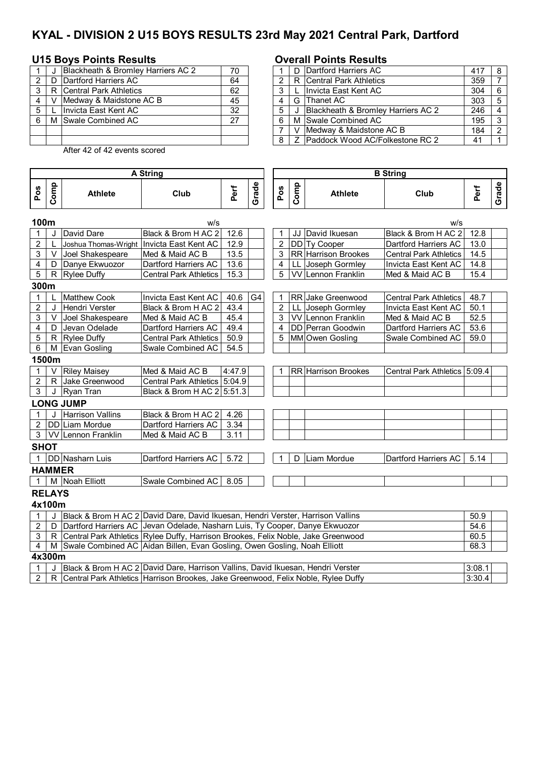# KYAL - DIVISION 2 U15 BOYS RESULTS 23rd May 2021 Central Park, Dartford

## U15 Boys Points Results

| | | | |
|---|---|---|---|
| 1 | J | Blackheath & Bromley Harriers AC 2 | 70 |
| 2 | D | Dartford Harriers AC | 64 |
| 3 | R | Central Park Athletics | 62 |
| 4 | V | Medway & Maidstone AC B | 45 |
| 5 | L | Invicta East Kent AC | 32 |
| 6 | M | Swale Combined AC | 27 |

After 42 of 42 events scored

## Overall Points Results

| | | | | |
|---|---|---|---|---|
| 1 | D | Dartford Harriers AC | 417 | 8 |
| 2 | R | Central Park Athletics | 359 | 7 |
| 3 | L | Invicta East Kent AC | 304 | 6 |
| 4 | G | Thanet AC | 303 | 5 |
| 5 | J | Blackheath & Bromley Harriers AC 2 | 246 | 4 |
| 6 | M | Swale Combined AC | 195 | 3 |
| 7 | V | Medway & Maidstone AC B | 184 | 2 |
| 8 | Z | Paddock Wood AC/Folkestone RC 2 | 41 | 1 |

### 100m (w/s)

| A String Pos | Comp | Athlete | Club | Perf | Grade | B String Pos | Comp | Athlete | Club | Perf | Grade |
|---|---|---|---|---|---|---|---|---|---|---|---|
| 1 | J | David Dare | Black & Brom H AC 2 | 12.6 | | 1 | JJ | David Ikuesan | Black & Brom H AC 2 | 12.8 | |
| 2 | L | Joshua Thomas-Wright | Invicta East Kent AC | 12.9 | | 2 | DD | Ty Cooper | Dartford Harriers AC | 13.0 | |
| 3 | V | Joel Shakespeare | Med & Maid AC B | 13.5 | | 3 | RR | Harrison Brookes | Central Park Athletics | 14.5 | |
| 4 | D | Danye Ekwuozor | Dartford Harriers AC | 13.6 | | 4 | LL | Joseph Gormley | Invicta East Kent AC | 14.8 | |
| 5 | R | Rylee Duffy | Central Park Athletics | 15.3 | | 5 | VV | Lennon Franklin | Med & Maid AC B | 15.4 | |

### 300m

| A String Pos | Comp | Athlete | Club | Perf | Grade | B String Pos | Comp | Athlete | Club | Perf | Grade |
|---|---|---|---|---|---|---|---|---|---|---|---|
| 1 | L | Matthew Cook | Invicta East Kent AC | 40.6 | G4 | 1 | RR | Jake Greenwood | Central Park Athletics | 48.7 | |
| 2 | J | Hendri Verster | Black & Brom H AC 2 | 43.4 | | 2 | LL | Joseph Gormley | Invicta East Kent AC | 50.1 | |
| 3 | V | Joel Shakespeare | Med & Maid AC B | 45.4 | | 3 | VV | Lennon Franklin | Med & Maid AC B | 52.5 | |
| 4 | D | Jevan Odelade | Dartford Harriers AC | 49.4 | | 4 | DD | Perran Goodwin | Dartford Harriers AC | 53.6 | |
| 5 | R | Rylee Duffy | Central Park Athletics | 50.9 | | 5 | MM | Owen Gosling | Swale Combined AC | 59.0 | |
| 6 | M | Evan Gosling | Swale Combined AC | 54.5 | | | | | | | |

### 1500m

| A String Pos | Comp | Athlete | Club | Perf | Grade | B String Pos | Comp | Athlete | Club | Perf | Grade |
|---|---|---|---|---|---|---|---|---|---|---|---|
| 1 | V | Riley Maisey | Med & Maid AC B | 4:47.9 | | 1 | RR | Harrison Brookes | Central Park Athletics | 5:09.4 | |
| 2 | R | Jake Greenwood | Central Park Athletics | 5:04.9 | | | | | | | |
| 3 | J | Ryan Tran | Black & Brom H AC 2 | 5:51.3 | | | | | | | |

### LONG JUMP

| A String Pos | Comp | Athlete | Club | Perf | Grade |
|---|---|---|---|---|---|
| 1 | J | Harrison Vallins | Black & Brom H AC 2 | 4.26 | |
| 2 | DD | Liam Mordue | Dartford Harriers AC | 3.34 | |
| 3 | VV | Lennon Franklin | Med & Maid AC B | 3.11 | |

### SHOT

| A String Pos | Comp | Athlete | Club | Perf | Grade | B String Pos | Comp | Athlete | Club | Perf | Grade |
|---|---|---|---|---|---|---|---|---|---|---|---|
| 1 | DD | Nasharn Luis | Dartford Harriers AC | 5.72 | | 1 | D | Liam Mordue | Dartford Harriers AC | 5.14 | |

### HAMMER

| A String Pos | Comp | Athlete | Club | Perf | Grade |
|---|---|---|---|---|---|
| 1 | M | Noah Elliott | Swale Combined AC | 8.05 | |

### RELAYS

#### 4x100m

| Pos | Comp | Club / Athletes | Perf | Grade |
|---|---|---|---|---|
| 1 | J | Black & Brom H AC 2 David Dare, David Ikuesan, Hendri Verster, Harrison Vallins | 50.9 | |
| 2 | D | Dartford Harriers AC Jevan Odelade, Nasharn Luis, Ty Cooper, Danye Ekwuozor | 54.6 | |
| 3 | R | Central Park Athletics Rylee Duffy, Harrison Brookes, Felix Noble, Jake Greenwood | 60.5 | |
| 4 | M | Swale Combined AC Aidan Billen, Evan Gosling, Owen Gosling, Noah Elliott | 68.3 | |

#### 4x300m

| Pos | Comp | Club / Athletes | Perf | Grade |
|---|---|---|---|---|
| 1 | J | Black & Brom H AC 2 David Dare, Harrison Vallins, David Ikuesan, Hendri Verster | 3:08.1 | |
| 2 | R | Central Park Athletics Harrison Brookes, Jake Greenwood, Felix Noble, Rylee Duffy | 3:30.4 | |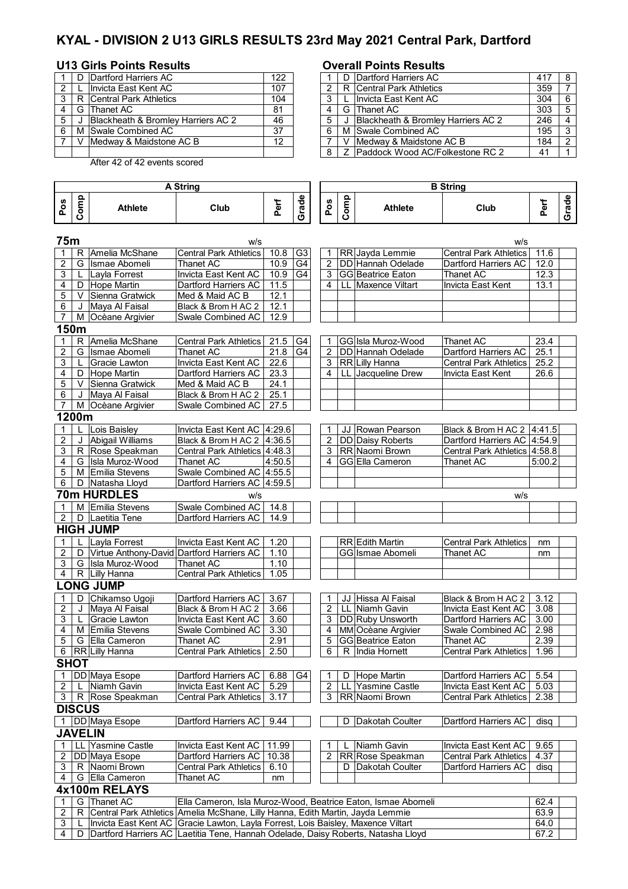# KYAL - DIVISION 2 U13 GIRLS RESULTS 23rd May 2021 Central Park, Dartford

## U13 Girls Points Results

| | | | |
|---|---|---|---|
| 1 | D | Dartford Harriers AC | 122 |
| 2 | L | Invicta East Kent AC | 107 |
| 3 | R | Central Park Athletics | 104 |
| 4 | G | Thanet AC | 81 |
| 5 | J | Blackheath & Bromley Harriers AC 2 | 46 |
| 6 | M | Swale Combined AC | 37 |
| 7 | V | Medway & Maidstone AC B | 12 |

After 42 of 42 events scored

## Overall Points Results

| | | | | |
|---|---|---|---|---|
| 1 | D | Dartford Harriers AC | 417 | 8 |
| 2 | R | Central Park Athletics | 359 | 7 |
| 3 | L | Invicta East Kent AC | 304 | 6 |
| 4 | G | Thanet AC | 303 | 5 |
| 5 | J | Blackheath & Bromley Harriers AC 2 | 246 | 4 |
| 6 | M | Swale Combined AC | 195 | 3 |
| 7 | V | Medway & Maidstone AC B | 184 | 2 |
| 8 | Z | Paddock Wood AC/Folkestone RC 2 | 41 | 1 |

## A String

| Pos | Comp | Athlete | Club | Perf | Grade |
|---|---|---|---|---|---|
| **75m** (w/s) | | | | | |
| 1 | R | Amelia McShane | Central Park Athletics | 10.8 | G3 |
| 2 | G | Ismae Abomeli | Thanet AC | 10.9 | G4 |
| 3 | L | Layla Forrest | Invicta East Kent AC | 10.9 | G4 |
| 4 | D | Hope Martin | Dartford Harriers AC | 11.5 | |
| 5 | V | Sienna Gratwick | Med & Maid AC B | 12.1 | |
| 6 | J | Maya Al Faisal | Black & Brom H AC 2 | 12.1 | |
| 7 | M | Ocèane Argivier | Swale Combined AC | 12.9 | |
| **150m** | | | | | |
| 1 | R | Amelia McShane | Central Park Athletics | 21.5 | G4 |
| 2 | G | Ismae Abomeli | Thanet AC | 21.8 | G4 |
| 3 | L | Gracie Lawton | Invicta East Kent AC | 22.6 | |
| 4 | D | Hope Martin | Dartford Harriers AC | 23.3 | |
| 5 | V | Sienna Gratwick | Med & Maid AC B | 24.1 | |
| 6 | J | Maya Al Faisal | Black & Brom H AC 2 | 25.1 | |
| 7 | M | Ocèane Argivier | Swale Combined AC | 27.5 | |
| **1200m** | | | | | |
| 1 | L | Lois Baisley | Invicta East Kent AC | 4:29.6 | |
| 2 | J | Abigail Williams | Black & Brom H AC 2 | 4:36.5 | |
| 3 | R | Rose Speakman | Central Park Athletics | 4:48.3 | |
| 4 | G | Isla Muroz-Wood | Thanet AC | 4:50.5 | |
| 5 | M | Emilia Stevens | Swale Combined AC | 4:55.5 | |
| 6 | D | Natasha Lloyd | Dartford Harriers AC | 4:59.5 | |
| **70m HURDLES** (w/s) | | | | | |
| 1 | M | Emilia Stevens | Swale Combined AC | 14.8 | |
| 2 | D | Laetitia Tene | Dartford Harriers AC | 14.9 | |
| **HIGH JUMP** | | | | | |
| 1 | L | Layla Forrest | Invicta East Kent AC | 1.20 | |
| 2 | D | Virtue Anthony-David | Dartford Harriers AC | 1.10 | |
| 3 | G | Isla Muroz-Wood | Thanet AC | 1.10 | |
| 4 | R | Lilly Hanna | Central Park Athletics | 1.05 | |
| **LONG JUMP** | | | | | |
| 1 | D | Chikamso Ugoji | Dartford Harriers AC | 3.67 | |
| 2 | J | Maya Al Faisal | Black & Brom H AC 2 | 3.66 | |
| 3 | L | Gracie Lawton | Invicta East Kent AC | 3.60 | |
| 4 | M | Emilia Stevens | Swale Combined AC | 3.30 | |
| 5 | G | Ella Cameron | Thanet AC | 2.91 | |
| 6 | RR | Lilly Hanna | Central Park Athletics | 2.50 | |
| **SHOT** | | | | | |
| 1 | DD | Maya Esope | Dartford Harriers AC | 6.88 | G4 |
| 2 | L | Niamh Gavin | Invicta East Kent AC | 5.29 | |
| 3 | R | Rose Speakman | Central Park Athletics | 3.17 | |
| **DISCUS** | | | | | |
| 1 | DD | Maya Esope | Dartford Harriers AC | 9.44 | |
| **JAVELIN** | | | | | |
| 1 | LL | Yasmine Castle | Invicta East Kent AC | 11.99 | |
| 2 | DD | Maya Esope | Dartford Harriers AC | 10.38 | |
| 3 | R | Naomi Brown | Central Park Athletics | 6.10 | |
| 4 | G | Ella Cameron | Thanet AC | nm | |

## B String

| Pos | Comp | Athlete | Club | Perf | Grade |
|---|---|---|---|---|---|
| **75m** (w/s) | | | | | |
| 1 | RR | Jayda Lemmie | Central Park Athletics | 11.6 | |
| 2 | DD | Hannah Odelade | Dartford Harriers AC | 12.0 | |
| 3 | GG | Beatrice Eaton | Thanet AC | 12.3 | |
| 4 | LL | Maxence Viltart | Invicta East Kent | 13.1 | |
| **150m** | | | | | |
| 1 | GG | Isla Muroz-Wood | Thanet AC | 23.4 | |
| 2 | DD | Hannah Odelade | Dartford Harriers AC | 25.1 | |
| 3 | RR | Lilly Hanna | Central Park Athletics | 25.2 | |
| 4 | LL | Jacqueline Drew | Invicta East Kent | 26.6 | |
| **1200m** | | | | | |
| 1 | JJ | Rowan Pearson | Black & Brom H AC 2 | 4:41.5 | |
| 2 | DD | Daisy Roberts | Dartford Harriers AC | 4:54.9 | |
| 3 | RR | Naomi Brown | Central Park Athletics | 4:58.8 | |
| 4 | GG | Ella Cameron | Thanet AC | 5:00.2 | |
| **70m HURDLES** (w/s) | | | | | |
| **HIGH JUMP** | | | | | |
| | RR | Edith Martin | Central Park Athletics | nm | |
| | GG | Ismae Abomeli | Thanet AC | nm | |
| **LONG JUMP** | | | | | |
| 1 | JJ | Hissa Al Faisal | Black & Brom H AC 2 | 3.12 | |
| 2 | LL | Niamh Gavin | Invicta East Kent AC | 3.08 | |
| 3 | DD | Ruby Unsworth | Dartford Harriers AC | 3.00 | |
| 4 | MM | Ocèane Argivier | Swale Combined AC | 2.98 | |
| 5 | GG | Beatrice Eaton | Thanet AC | 2.39 | |
| 6 | R | India Hornett | Central Park Athletics | 1.96 | |
| **SHOT** | | | | | |
| 1 | D | Hope Martin | Dartford Harriers AC | 5.54 | |
| 2 | LL | Yasmine Castle | Invicta East Kent AC | 5.03 | |
| 3 | RR | Naomi Brown | Central Park Athletics | 2.38 | |
| **DISCUS** | | | | | |
| | D | Dakotah Coulter | Dartford Harriers AC | disq | |
| **JAVELIN** | | | | | |
| 1 | L | Niamh Gavin | Invicta East Kent AC | 9.65 | |
| 2 | RR | Rose Speakman | Central Park Athletics | 4.37 | |
| | D | Dakotah Coulter | Dartford Harriers AC | disq | |

## 4x100m RELAYS

| Pos | Comp | Club | Athletes | Perf | Grade |
|---|---|---|---|---|---|
| 1 | G | Thanet AC | Ella Cameron, Isla Muroz-Wood, Beatrice Eaton, Ismae Abomeli | 62.4 | |
| 2 | R | Central Park Athletics | Amelia McShane, Lilly Hanna, Edith Martin, Jayda Lemmie | 63.9 | |
| 3 | L | Invicta East Kent AC | Gracie Lawton, Layla Forrest, Lois Baisley, Maxence Viltart | 64.0 | |
| 4 | D | Dartford Harriers AC | Laetitia Tene, Hannah Odelade, Daisy Roberts, Natasha Lloyd | 67.2 | |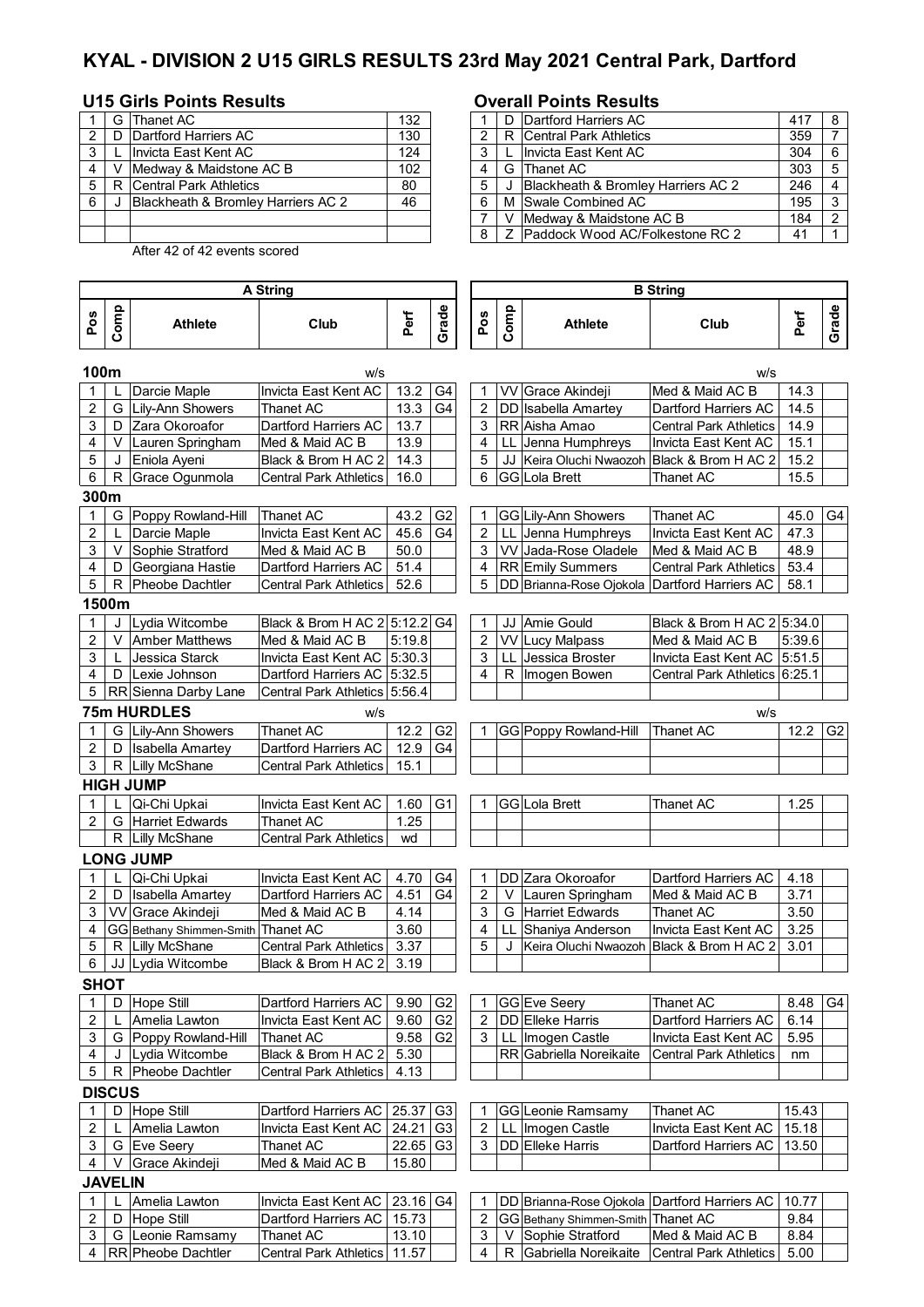# KYAL - DIVISION 2 U15 GIRLS RESULTS 23rd May 2021 Central Park, Dartford

## U15 Girls Points Results

| | | | |
|---|---|---|---|
| 1 | G | Thanet AC | 132 |
| 2 | D | Dartford Harriers AC | 130 |
| 3 | L | Invicta East Kent AC | 124 |
| 4 | V | Medway & Maidstone AC B | 102 |
| 5 | R | Central Park Athletics | 80 |
| 6 | J | Blackheath & Bromley Harriers AC 2 | 46 |

After 42 of 42 events scored

## Overall Points Results

| | | | | |
|---|---|---|---|---|
| 1 | D | Dartford Harriers AC | 417 | 8 |
| 2 | R | Central Park Athletics | 359 | 7 |
| 3 | L | Invicta East Kent AC | 304 | 6 |
| 4 | G | Thanet AC | 303 | 5 |
| 5 | J | Blackheath & Bromley Harriers AC 2 | 246 | 4 |
| 6 | M | Swale Combined AC | 195 | 3 |
| 7 | V | Medway & Maidstone AC B | 184 | 2 |
| 8 | Z | Paddock Wood AC/Folkestone RC 2 | 41 | 1 |

| A String | | | | | | B String | | | | | |
|---|---|---|---|---|---|---|---|---|---|---|---|
| Pos | Comp | Athlete | Club | Perf | Grade | Pos | Comp | Athlete | Club | Perf | Grade |
| **100m** | | | w/s | | | | | | w/s | | |
| 1 | L | Darcie Maple | Invicta East Kent AC | 13.2 | G4 | 1 | VV | Grace Akindeji | Med & Maid AC B | 14.3 | |
| 2 | G | Lily-Ann Showers | Thanet AC | 13.3 | G4 | 2 | DD | Isabella Amartey | Dartford Harriers AC | 14.5 | |
| 3 | D | Zara Okoroafor | Dartford Harriers AC | 13.7 | | 3 | RR | Aisha Amao | Central Park Athletics | 14.9 | |
| 4 | V | Lauren Springham | Med & Maid AC B | 13.9 | | 4 | LL | Jenna Humphreys | Invicta East Kent AC | 15.1 | |
| 5 | J | Eniola Ayeni | Black & Brom H AC 2 | 14.3 | | 5 | JJ | Keira Oluchi Nwaozoh | Black & Brom H AC 2 | 15.2 | |
| 6 | R | Grace Ogunmola | Central Park Athletics | 16.0 | | 6 | GG | Lola Brett | Thanet AC | 15.5 | |
| **300m** | | | | | | | | | | | |
| 1 | G | Poppy Rowland-Hill | Thanet AC | 43.2 | G2 | 1 | GG | Lily-Ann Showers | Thanet AC | 45.0 | G4 |
| 2 | L | Darcie Maple | Invicta East Kent AC | 45.6 | G4 | 2 | LL | Jenna Humphreys | Invicta East Kent AC | 47.3 | |
| 3 | V | Sophie Stratford | Med & Maid AC B | 50.0 | | 3 | VV | Jada-Rose Oladele | Med & Maid AC B | 48.9 | |
| 4 | D | Georgiana Hastie | Dartford Harriers AC | 51.4 | | 4 | RR | Emily Summers | Central Park Athletics | 53.4 | |
| 5 | R | Pheobe Dachtler | Central Park Athletics | 52.6 | | 5 | DD | Brianna-Rose Ojokola | Dartford Harriers AC | 58.1 | |
| **1500m** | | | | | | | | | | | |
| 1 | J | Lydia Witcombe | Black & Brom H AC 2 | 5:12.2 | G4 | 1 | JJ | Amie Gould | Black & Brom H AC 2 | 5:34.0 | |
| 2 | V | Amber Matthews | Med & Maid AC B | 5:19.8 | | 2 | VV | Lucy Malpass | Med & Maid AC B | 5:39.6 | |
| 3 | L | Jessica Starck | Invicta East Kent AC | 5:30.3 | | 3 | LL | Jessica Broster | Invicta East Kent AC | 5:51.5 | |
| 4 | D | Lexie Johnson | Dartford Harriers AC | 5:32.5 | | 4 | R | Imogen Bowen | Central Park Athletics | 6:25.1 | |
| 5 | RR | Sienna Darby Lane | Central Park Athletics | 5:56.4 | | | | | | | |
| **75m HURDLES** | | | w/s | | | | | | w/s | | |
| 1 | G | Lily-Ann Showers | Thanet AC | 12.2 | G2 | 1 | GG | Poppy Rowland-Hill | Thanet AC | 12.2 | G2 |
| 2 | D | Isabella Amartey | Dartford Harriers AC | 12.9 | G4 | | | | | | |
| 3 | R | Lilly McShane | Central Park Athletics | 15.1 | | | | | | | |
| **HIGH JUMP** | | | | | | | | | | | |
| 1 | L | Qi-Chi Upkai | Invicta East Kent AC | 1.60 | G1 | 1 | GG | Lola Brett | Thanet AC | 1.25 | |
| 2 | G | Harriet Edwards | Thanet AC | 1.25 | | | | | | | |
| | R | Lilly McShane | Central Park Athletics | wd | | | | | | | |
| **LONG JUMP** | | | | | | | | | | | |
| 1 | L | Qi-Chi Upkai | Invicta East Kent AC | 4.70 | G4 | 1 | DD | Zara Okoroafor | Dartford Harriers AC | 4.18 | |
| 2 | D | Isabella Amartey | Dartford Harriers AC | 4.51 | G4 | 2 | V | Lauren Springham | Med & Maid AC B | 3.71 | |
| 3 | VV | Grace Akindeji | Med & Maid AC B | 4.14 | | 3 | G | Harriet Edwards | Thanet AC | 3.50 | |
| 4 | GG | Bethany Shimmen-Smith | Thanet AC | 3.60 | | 4 | LL | Shaniya Anderson | Invicta East Kent AC | 3.25 | |
| 5 | R | Lilly McShane | Central Park Athletics | 3.37 | | 5 | J | Keira Oluchi Nwaozoh | Black & Brom H AC 2 | 3.01 | |
| 6 | JJ | Lydia Witcombe | Black & Brom H AC 2 | 3.19 | | | | | | | |
| **SHOT** | | | | | | | | | | | |
| 1 | D | Hope Still | Dartford Harriers AC | 9.90 | G2 | 1 | GG | Eve Seery | Thanet AC | 8.48 | G4 |
| 2 | L | Amelia Lawton | Invicta East Kent AC | 9.60 | G2 | 2 | DD | Elleke Harris | Dartford Harriers AC | 6.14 | |
| 3 | G | Poppy Rowland-Hill | Thanet AC | 9.58 | G2 | 3 | LL | Imogen Castle | Invicta East Kent AC | 5.95 | |
| 4 | J | Lydia Witcombe | Black & Brom H AC 2 | 5.30 | | | RR | Gabriella Noreikaite | Central Park Athletics | nm | |
| 5 | R | Pheobe Dachtler | Central Park Athletics | 4.13 | | | | | | | |
| **DISCUS** | | | | | | | | | | | |
| 1 | D | Hope Still | Dartford Harriers AC | 25.37 | G3 | 1 | GG | Leonie Ramsamy | Thanet AC | 15.43 | |
| 2 | L | Amelia Lawton | Invicta East Kent AC | 24.21 | G3 | 2 | LL | Imogen Castle | Invicta East Kent AC | 15.18 | |
| 3 | G | Eve Seery | Thanet AC | 22.65 | G3 | 3 | DD | Elleke Harris | Dartford Harriers AC | 13.50 | |
| 4 | V | Grace Akindeji | Med & Maid AC B | 15.80 | | | | | | | |
| **JAVELIN** | | | | | | | | | | | |
| 1 | L | Amelia Lawton | Invicta East Kent AC | 23.16 | G4 | 1 | DD | Brianna-Rose Ojokola | Dartford Harriers AC | 10.77 | |
| 2 | D | Hope Still | Dartford Harriers AC | 15.73 | | 2 | GG | Bethany Shimmen-Smith | Thanet AC | 9.84 | |
| 3 | G | Leonie Ramsamy | Thanet AC | 13.10 | | 3 | V | Sophie Stratford | Med & Maid AC B | 8.84 | |
| 4 | RR | Pheobe Dachtler | Central Park Athletics | 11.57 | | 4 | R | Gabriella Noreikaite | Central Park Athletics | 5.00 | |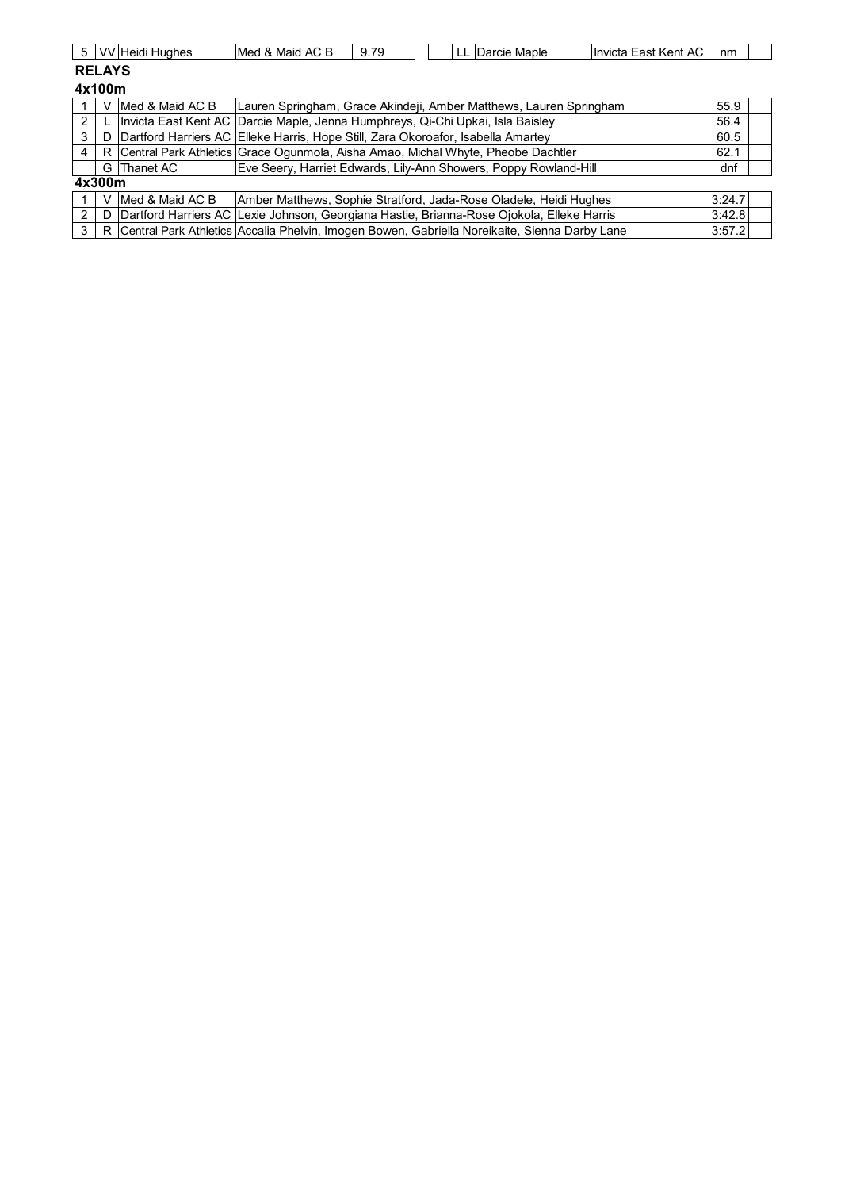| 5 | VV | Heidi Hughes | Med & Maid AC B | 9.79 | | | LL | Darcie Maple | Invicta East Kent AC | nm | |
|---|---|---|---|---|---|---|---|---|---|---|---|

## RELAYS

### 4x100m

| | | | | | |
|---|---|---|---|---|---|
| 1 | V | Med & Maid AC B | Lauren Springham, Grace Akindeji, Amber Matthews, Lauren Springham | 55.9 | |
| 2 | L | Invicta East Kent AC | Darcie Maple, Jenna Humphreys, Qi-Chi Upkai, Isla Baisley | 56.4 | |
| 3 | D | Dartford Harriers AC | Elleke Harris, Hope Still, Zara Okoroafor, Isabella Amartey | 60.5 | |
| 4 | R | Central Park Athletics | Grace Ogunmola, Aisha Amao, Michal Whyte, Pheobe Dachtler | 62.1 | |
| | G | Thanet AC | Eve Seery, Harriet Edwards, Lily-Ann Showers, Poppy Rowland-Hill | dnf | |

### 4x300m

| | | | | | |
|---|---|---|---|---|---|
| 1 | V | Med & Maid AC B | Amber Matthews, Sophie Stratford, Jada-Rose Oladele, Heidi Hughes | 3:24.7 | |
| 2 | D | Dartford Harriers AC | Lexie Johnson, Georgiana Hastie, Brianna-Rose Ojokola, Elleke Harris | 3:42.8 | |
| 3 | R | Central Park Athletics | Accalia Phelvin, Imogen Bowen, Gabriella Noreikaite, Sienna Darby Lane | 3:57.2 | |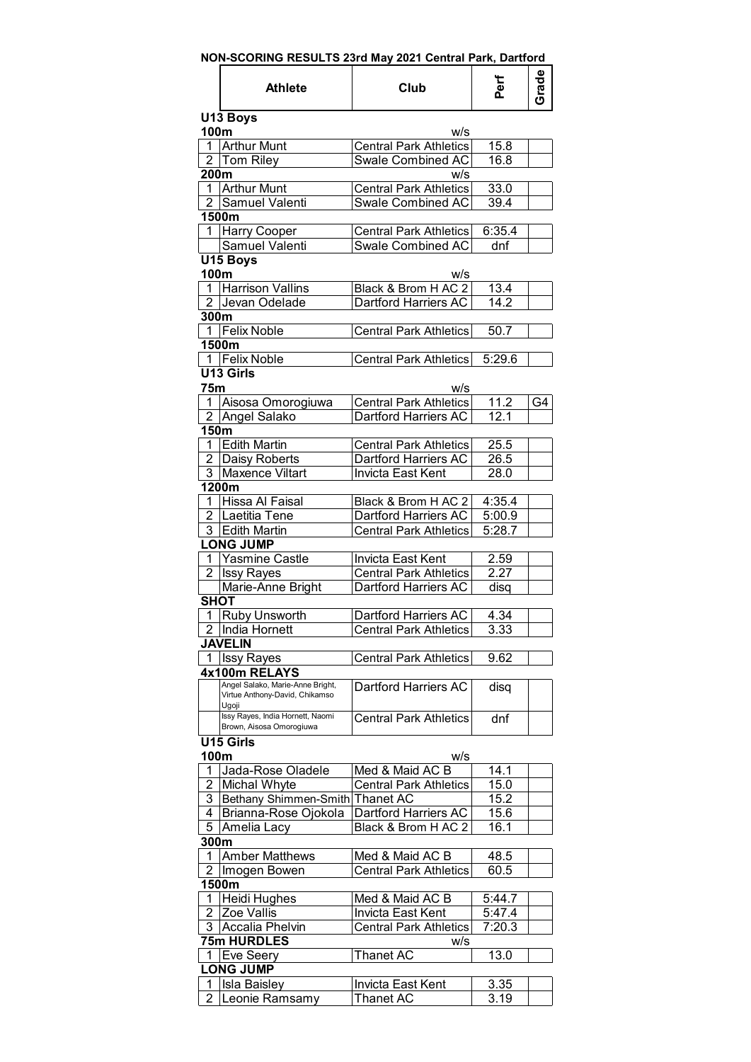**NON-SCORING RESULTS 23rd May 2021 Central Park, Dartford**

| | Athlete | Club | Perf | Grade |
|---|---|---|---|---|
| **U13 Boys** | | | | |
| **100m** | | w/s | | |
| 1 | Arthur Munt | Central Park Athletics | 15.8 | |
| 2 | Tom Riley | Swale Combined AC | 16.8 | |
| **200m** | | w/s | | |
| 1 | Arthur Munt | Central Park Athletics | 33.0 | |
| 2 | Samuel Valenti | Swale Combined AC | 39.4 | |
| **1500m** | | | | |
| 1 | Harry Cooper | Central Park Athletics | 6:35.4 | |
| | Samuel Valenti | Swale Combined AC | dnf | |
| **U15 Boys** | | | | |
| **100m** | | w/s | | |
| 1 | Harrison Vallins | Black & Brom H AC 2 | 13.4 | |
| 2 | Jevan Odelade | Dartford Harriers AC | 14.2 | |
| **300m** | | | | |
| 1 | Felix Noble | Central Park Athletics | 50.7 | |
| **1500m** | | | | |
| 1 | Felix Noble | Central Park Athletics | 5:29.6 | |
| **U13 Girls** | | | | |
| **75m** | | w/s | | |
| 1 | Aisosa Omorogiuwa | Central Park Athletics | 11.2 | G4 |
| 2 | Angel Salako | Dartford Harriers AC | 12.1 | |
| **150m** | | | | |
| 1 | Edith Martin | Central Park Athletics | 25.5 | |
| 2 | Daisy Roberts | Dartford Harriers AC | 26.5 | |
| 3 | Maxence Viltart | Invicta East Kent | 28.0 | |
| **1200m** | | | | |
| 1 | Hissa Al Faisal | Black & Brom H AC 2 | 4:35.4 | |
| 2 | Laetitia Tene | Dartford Harriers AC | 5:00.9 | |
| 3 | Edith Martin | Central Park Athletics | 5:28.7 | |
| **LONG JUMP** | | | | |
| 1 | Yasmine Castle | Invicta East Kent | 2.59 | |
| 2 | Issy Rayes | Central Park Athletics | 2.27 | |
| | Marie-Anne Bright | Dartford Harriers AC | disq | |
| **SHOT** | | | | |
| 1 | Ruby Unsworth | Dartford Harriers AC | 4.34 | |
| 2 | India Hornett | Central Park Athletics | 3.33 | |
| **JAVELIN** | | | | |
| 1 | Issy Rayes | Central Park Athletics | 9.62 | |
| **4x100m RELAYS** | | | | |
| | Angel Salako, Marie-Anne Bright, Virtue Anthony-David, Chikamso Ugoji | Dartford Harriers AC | disq | |
| | Issy Rayes, India Hornett, Naomi Brown, Aisosa Omorogiuwa | Central Park Athletics | dnf | |
| **U15 Girls** | | | | |
| **100m** | | w/s | | |
| 1 | Jada-Rose Oladele | Med & Maid AC B | 14.1 | |
| 2 | Michal Whyte | Central Park Athletics | 15.0 | |
| 3 | Bethany Shimmen-Smith | Thanet AC | 15.2 | |
| 4 | Brianna-Rose Ojokola | Dartford Harriers AC | 15.6 | |
| 5 | Amelia Lacy | Black & Brom H AC 2 | 16.1 | |
| **300m** | | | | |
| 1 | Amber Matthews | Med & Maid AC B | 48.5 | |
| 2 | Imogen Bowen | Central Park Athletics | 60.5 | |
| **1500m** | | | | |
| 1 | Heidi Hughes | Med & Maid AC B | 5:44.7 | |
| 2 | Zoe Vallis | Invicta East Kent | 5:47.4 | |
| 3 | Accalia Phelvin | Central Park Athletics | 7:20.3 | |
| **75m HURDLES** | | w/s | | |
| 1 | Eve Seery | Thanet AC | 13.0 | |
| **LONG JUMP** | | | | |
| 1 | Isla Baisley | Invicta East Kent | 3.35 | |
| 2 | Leonie Ramsamy | Thanet AC | 3.19 | |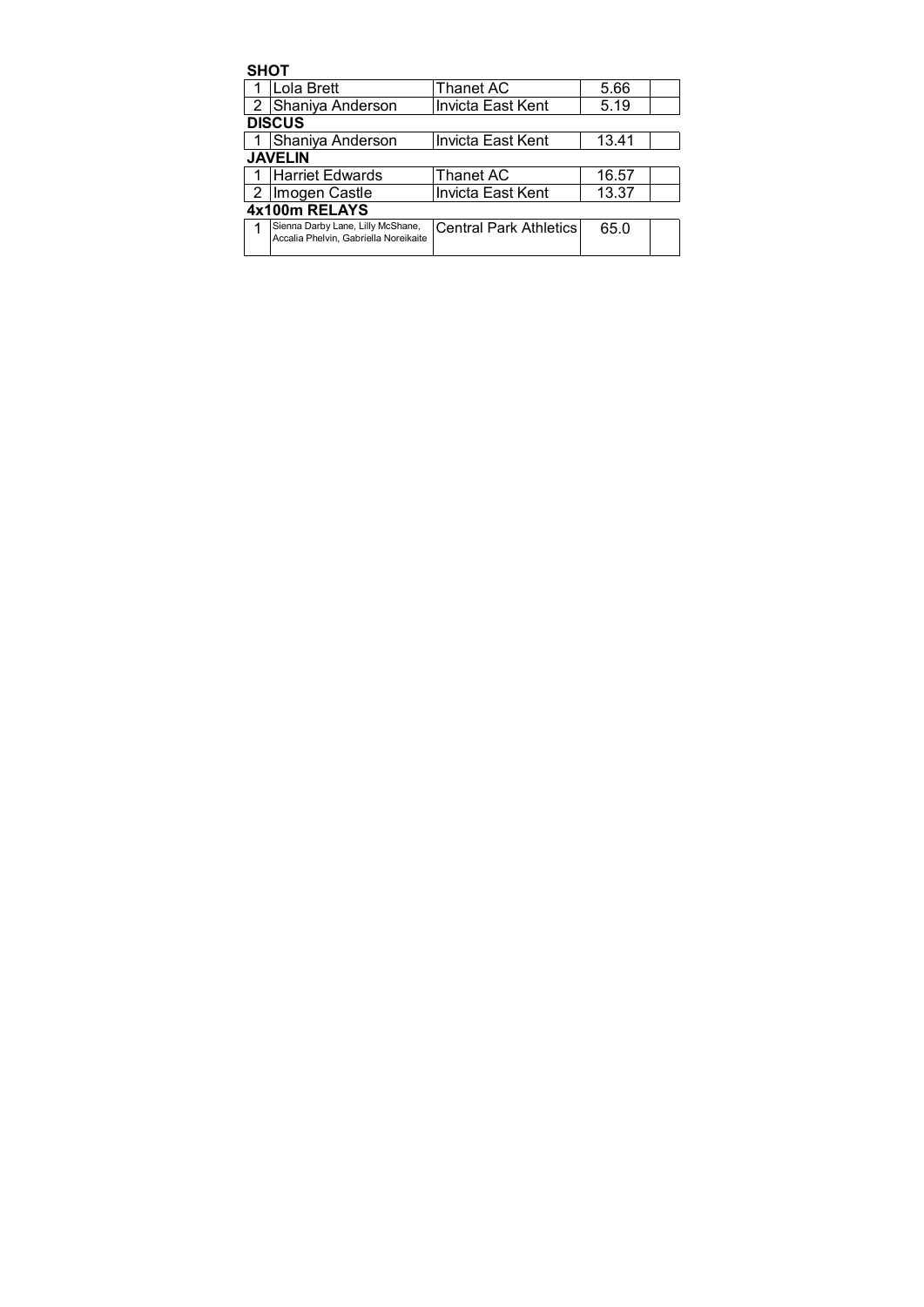**SHOT**

| | | | | |
|---|---|---|---|---|
| 1 | Lola Brett | Thanet AC | 5.66 | |
| 2 | Shaniya Anderson | Invicta East Kent | 5.19 | |

**DISCUS**

| | | | | |
|---|---|---|---|---|
| 1 | Shaniya Anderson | Invicta East Kent | 13.41 | |

**JAVELIN**

| | | | | |
|---|---|---|---|---|
| 1 | Harriet Edwards | Thanet AC | 16.57 | |
| 2 | Imogen Castle | Invicta East Kent | 13.37 | |

**4x100m RELAYS**

| | | | | |
|---|---|---|---|---|
| 1 | Sienna Darby Lane, Lilly McShane, Accalia Phelvin, Gabriella Noreikaite | Central Park Athletics | 65.0 | |